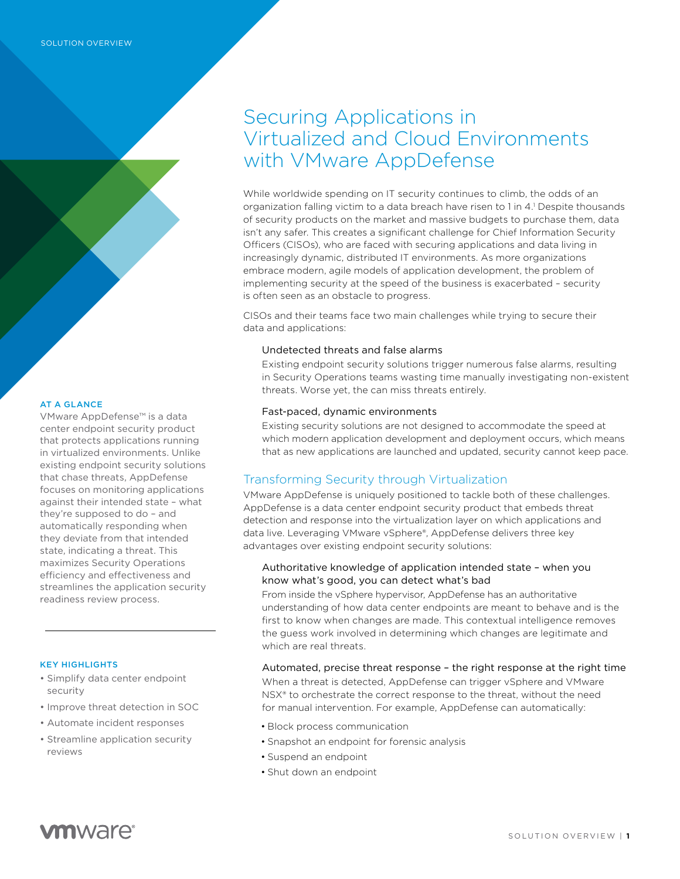SOLUTION OVERVIEW

# Securing Applications in Virtualized and Cloud Environments with VMware AppDefense

While worldwide spending on IT security continues to climb, the odds of an organization falling victim to a data breach have risen to 1 in 4.[1] Despite thousands of security products on the market and massive budgets to purchase them, data isn't any safer. This creates a significant challenge for Chief Information Security Officers (CISOs), who are faced with securing applications and data living in increasingly dynamic, distributed IT environments. As more organizations embrace modern, agile models of application development, the problem of implementing security at the speed of the business is exacerbated – security is often seen as an obstacle to progress.

CISOs and their teams face two main challenges while trying to secure their data and applications:

### Undetected threats and false alarms

Existing endpoint security solutions trigger numerous false alarms, resulting in Security Operations teams wasting time manually investigating non-existent threats. Worse yet, the can miss threats entirely.

### Fast-paced, dynamic environments

Existing security solutions are not designed to accommodate the speed at which modern application development and deployment occurs, which means that as new applications are launched and updated, security cannot keep pace.

## Transforming Security through Virtualization

VMware AppDefense is uniquely positioned to tackle both of these challenges. AppDefense is a data center endpoint security product that embeds threat detection and response into the virtualization layer on which applications and data live. Leveraging VMware vSphere®, AppDefense delivers three key advantages over existing endpoint security solutions:

### Authoritative knowledge of application intended state – when you know what's good, you can detect what's bad

From inside the vSphere hypervisor, AppDefense has an authoritative understanding of how data center endpoints are meant to behave and is the first to know when changes are made. This contextual intelligence removes the guess work involved in determining which changes are legitimate and which are real threats.

### Automated, precise threat response – the right response at the right time

When a threat is detected, AppDefense can trigger vSphere and VMware NSX® to orchestrate the correct response to the threat, without the need for manual intervention. For example, AppDefense can automatically:

- Block process communication
- Snapshot an endpoint for forensic analysis
- Suspend an endpoint
- Shut down an endpoint

**AT A GLANCE**

VMware AppDefense™ is a data center endpoint security product that protects applications running in virtualized environments. Unlike existing endpoint security solutions that chase threats, AppDefense focuses on monitoring applications against their intended state – what they're supposed to do – and automatically responding when they deviate from that intended state, indicating a threat. This maximizes Security Operations efficiency and effectiveness and streamlines the application security readiness review process.

**KEY HIGHLIGHTS**

- Simplify data center endpoint security
- Improve threat detection in SOC
- Automate incident responses
- Streamline application security reviews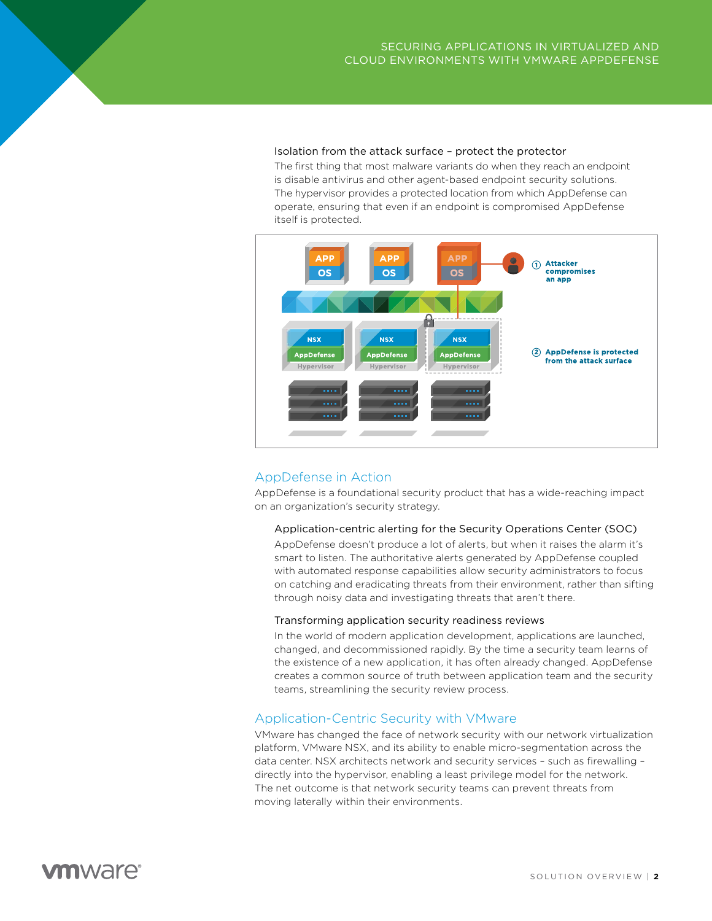### Isolation from the attack surface – protect the protector

The first thing that most malware variants do when they reach an endpoint is disable antivirus and other agent-based endpoint security solutions. The hypervisor provides a protected location from which AppDefense can operate, ensuring that even if an endpoint is compromised AppDefense itself is protected.

① Attacker compromises an app

② AppDefense is protected from the attack surface

## AppDefense in Action

AppDefense is a foundational security product that has a wide-reaching impact on an organization's security strategy.

### Application-centric alerting for the Security Operations Center (SOC)

AppDefense doesn't produce a lot of alerts, but when it raises the alarm it's smart to listen. The authoritative alerts generated by AppDefense coupled with automated response capabilities allow security administrators to focus on catching and eradicating threats from their environment, rather than sifting through noisy data and investigating threats that aren't there.

### Transforming application security readiness reviews

In the world of modern application development, applications are launched, changed, and decommissioned rapidly. By the time a security team learns of the existence of a new application, it has often already changed. AppDefense creates a common source of truth between application team and the security teams, streamlining the security review process.

## Application-Centric Security with VMware

VMware has changed the face of network security with our network virtualization platform, VMware NSX, and its ability to enable micro-segmentation across the data center. NSX architects network and security services – such as firewalling – directly into the hypervisor, enabling a least privilege model for the network. The net outcome is that network security teams can prevent threats from moving laterally within their environments.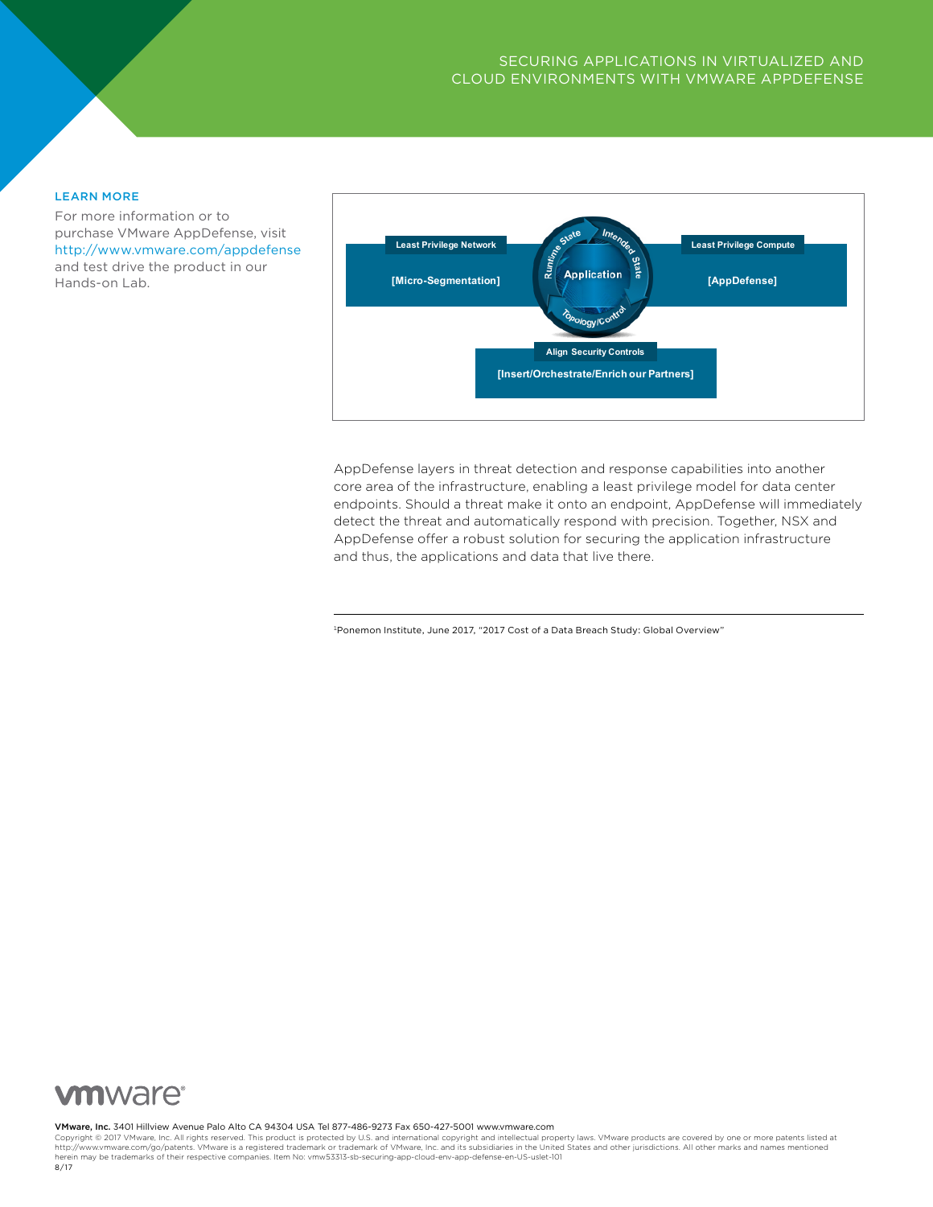## LEARN MORE

For more information or to purchase VMware AppDefense, visit http://www.vmware.com/appdefense and test drive the product in our Hands-on Lab.

Least Privilege Network

[Micro-Segmentation]

Runtime State

Intended State

Application

Topology/Control

Least Privilege Compute

[AppDefense]

Align Security Controls

[Insert/Orchestrate/Enrich our Partners]

AppDefense layers in threat detection and response capabilities into another core area of the infrastructure, enabling a least privilege model for data center endpoints. Should a threat make it onto an endpoint, AppDefense will immediately detect the threat and automatically respond with precision. Together, NSX and AppDefense offer a robust solution for securing the application infrastructure and thus, the applications and data that live there.

---

[1]Ponemon Institute, June 2017, "2017 Cost of a Data Breach Study: Global Overview"

**VMware, Inc.** 3401 Hillview Avenue Palo Alto CA 94304 USA Tel 877-486-9273 Fax 650-427-5001 www.vmware.com

Copyright © 2017 VMware, Inc. All rights reserved. This product is protected by U.S. and international copyright and intellectual property laws. VMware products are covered by one or more patents listed at http://www.vmware.com/go/patents. VMware is a registered trademark or trademark of VMware, Inc. and its subsidiaries in the United States and other jurisdictions. All other marks and names mentioned herein may be trademarks of their respective companies. Item No: vmw53313-sb-securing-app-cloud-env-app-defense-en-US-uslet-101

8/17